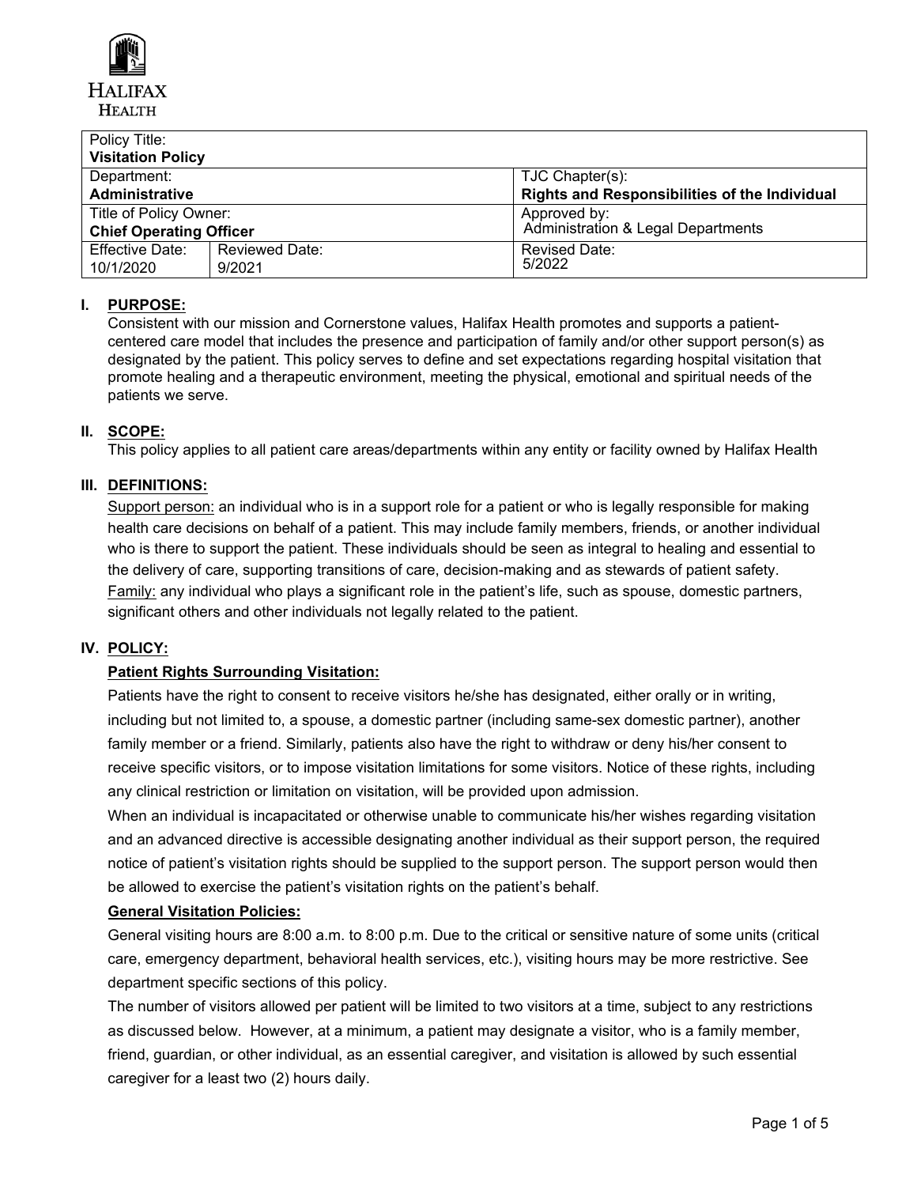HALIFAX HEALTH

| Policy Title: **Visitation Policy** | | |
|---|---|---|
| Department: **Administrative** | | TJC Chapter(s): **Rights and Responsibilities of the Individual** |
| Title of Policy Owner: **Chief Operating Officer** | | Approved by: Administration & Legal Departments |
| Effective Date: 10/1/2020 | Reviewed Date: 9/2021 | Revised Date: 5/2022 |

## I. PURPOSE:

Consistent with our mission and Cornerstone values, Halifax Health promotes and supports a patient-centered care model that includes the presence and participation of family and/or other support person(s) as designated by the patient. This policy serves to define and set expectations regarding hospital visitation that promote healing and a therapeutic environment, meeting the physical, emotional and spiritual needs of the patients we serve.

## II. SCOPE:

This policy applies to all patient care areas/departments within any entity or facility owned by Halifax Health

## III. DEFINITIONS:

Support person: an individual who is in a support role for a patient or who is legally responsible for making health care decisions on behalf of a patient. This may include family members, friends, or another individual who is there to support the patient. These individuals should be seen as integral to healing and essential to the delivery of care, supporting transitions of care, decision-making and as stewards of patient safety.

Family: any individual who plays a significant role in the patient's life, such as spouse, domestic partners, significant others and other individuals not legally related to the patient.

## IV. POLICY:

### Patient Rights Surrounding Visitation:

Patients have the right to consent to receive visitors he/she has designated, either orally or in writing, including but not limited to, a spouse, a domestic partner (including same-sex domestic partner), another family member or a friend. Similarly, patients also have the right to withdraw or deny his/her consent to receive specific visitors, or to impose visitation limitations for some visitors. Notice of these rights, including any clinical restriction or limitation on visitation, will be provided upon admission.

When an individual is incapacitated or otherwise unable to communicate his/her wishes regarding visitation and an advanced directive is accessible designating another individual as their support person, the required notice of patient's visitation rights should be supplied to the support person. The support person would then be allowed to exercise the patient's visitation rights on the patient's behalf.

### General Visitation Policies:

General visiting hours are 8:00 a.m. to 8:00 p.m. Due to the critical or sensitive nature of some units (critical care, emergency department, behavioral health services, etc.), visiting hours may be more restrictive. See department specific sections of this policy.

The number of visitors allowed per patient will be limited to two visitors at a time, subject to any restrictions as discussed below. However, at a minimum, a patient may designate a visitor, who is a family member, friend, guardian, or other individual, as an essential caregiver, and visitation is allowed by such essential caregiver for a least two (2) hours daily.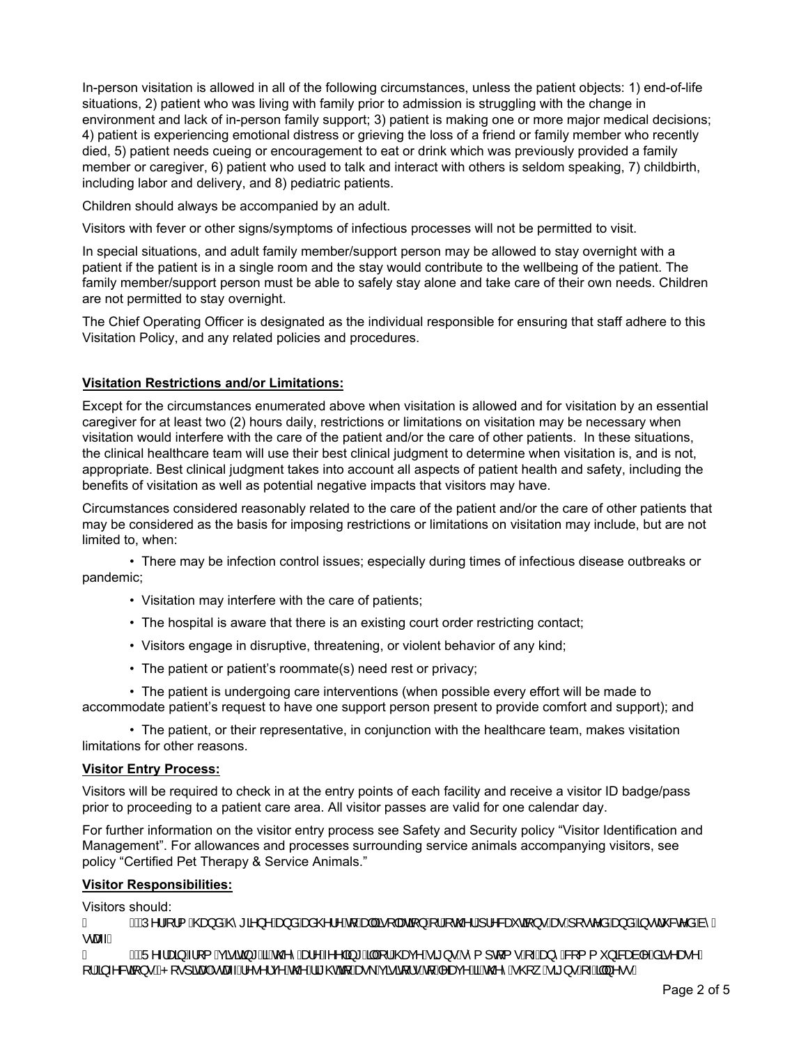In-person visitation is allowed in all of the following circumstances, unless the patient objects: 1) end-of-life situations, 2) patient who was living with family prior to admission is struggling with the change in environment and lack of in-person family support; 3) patient is making one or more major medical decisions; 4) patient is experiencing emotional distress or grieving the loss of a friend or family member who recently died, 5) patient needs cueing or encouragement to eat or drink which was previously provided a family member or caregiver, 6) patient who used to talk and interact with others is seldom speaking, 7) childbirth, including labor and delivery, and 8) pediatric patients.

Children should always be accompanied by an adult.

Visitors with fever or other signs/symptoms of infectious processes will not be permitted to visit.

In special situations, and adult family member/support person may be allowed to stay overnight with a patient if the patient is in a single room and the stay would contribute to the wellbeing of the patient. The family member/support person must be able to safely stay alone and take care of their own needs. Children are not permitted to stay overnight.

The Chief Operating Officer is designated as the individual responsible for ensuring that staff adhere to this Visitation Policy, and any related policies and procedures.

**Visitation Restrictions and/or Limitations:**

Except for the circumstances enumerated above when visitation is allowed and for visitation by an essential caregiver for at least two (2) hours daily, restrictions or limitations on visitation may be necessary when visitation would interfere with the care of the patient and/or the care of other patients. In these situations, the clinical healthcare team will use their best clinical judgment to determine when visitation is, and is not, appropriate. Best clinical judgment takes into account all aspects of patient health and safety, including the benefits of visitation as well as potential negative impacts that visitors may have.

Circumstances considered reasonably related to the care of the patient and/or the care of other patients that may be considered as the basis for imposing restrictions or limitations on visitation may include, but are not limited to, when:

- There may be infection control issues; especially during times of infectious disease outbreaks or pandemic;
- Visitation may interfere with the care of patients;
- The hospital is aware that there is an existing court order restricting contact;
- Visitors engage in disruptive, threatening, or violent behavior of any kind;
- The patient or patient's roommate(s) need rest or privacy;
- The patient is undergoing care interventions (when possible every effort will be made to accommodate patient's request to have one support person present to provide comfort and support); and
- The patient, or their representative, in conjunction with the healthcare team, makes visitation limitations for other reasons.

**Visitor Entry Process:**

Visitors will be required to check in at the entry points of each facility and receive a visitor ID badge/pass prior to proceeding to a patient care area. All visitor passes are valid for one calendar day.

For further information on the visitor entry process see Safety and Security policy "Visitor Identification and Management". For allowances and processes surrounding service animals accompanying visitors, see policy "Certified Pet Therapy & Service Animals."

**Visitor Responsibilities:**

Visitors should:

- Perform hand hygiene and adhere to all isolation or other precautions as posted and instructed by staff.
- Refrain from visiting if they are feeling ill or have signs/symptoms of any communicable disease or infections. Hospital staff reserve the right to ask visitors to leave if they show signs of illness.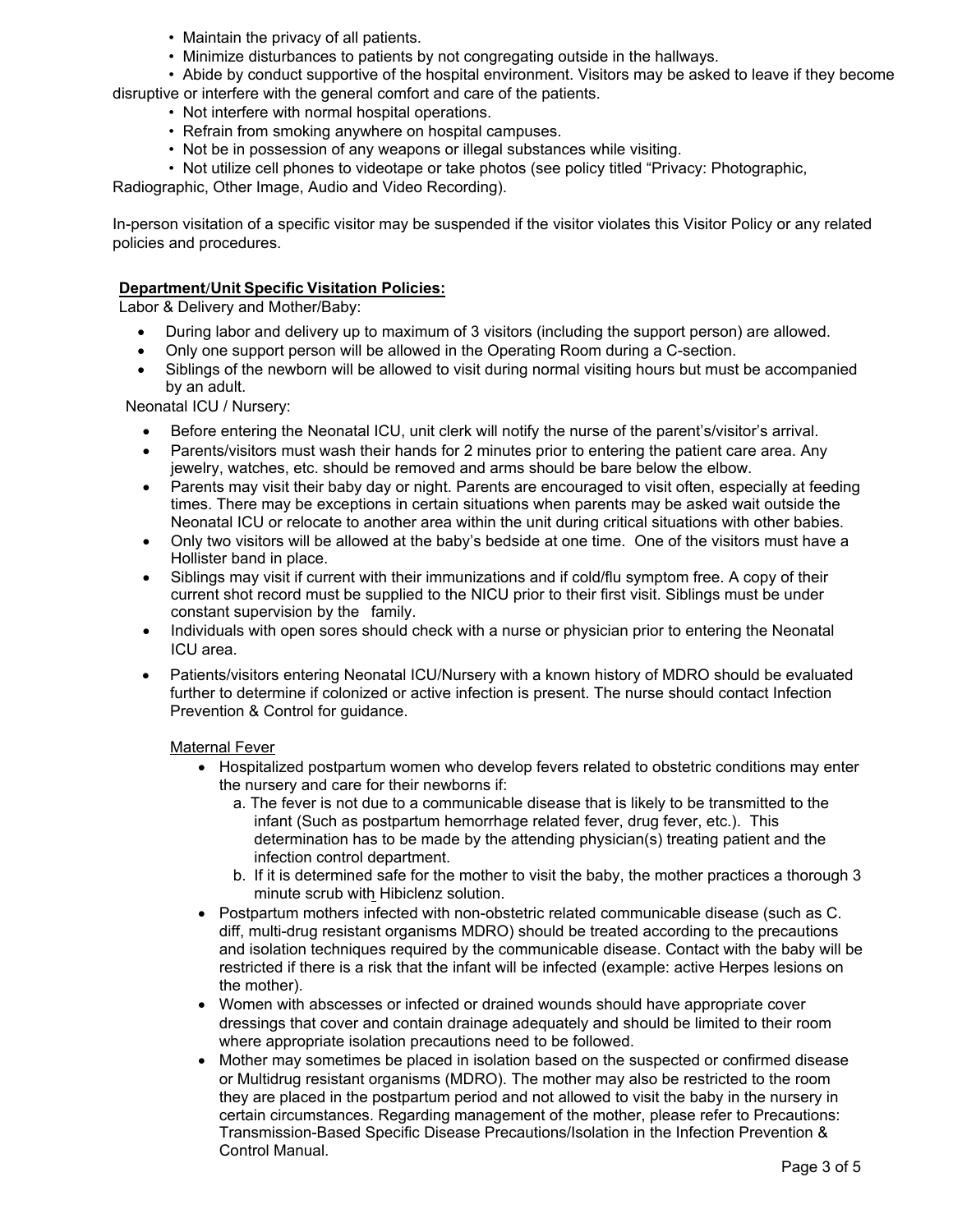- Maintain the privacy of all patients.
- Minimize disturbances to patients by not congregating outside in the hallways.
- Abide by conduct supportive of the hospital environment. Visitors may be asked to leave if they become disruptive or interfere with the general comfort and care of the patients.
- Not interfere with normal hospital operations.
- Refrain from smoking anywhere on hospital campuses.
- Not be in possession of any weapons or illegal substances while visiting.
- Not utilize cell phones to videotape or take photos (see policy titled "Privacy: Photographic, Radiographic, Other Image, Audio and Video Recording).

In-person visitation of a specific visitor may be suspended if the visitor violates this Visitor Policy or any related policies and procedures.

**Department/Unit Specific Visitation Policies:**

Labor & Delivery and Mother/Baby:

- During labor and delivery up to maximum of 3 visitors (including the support person) are allowed.
- Only one support person will be allowed in the Operating Room during a C-section.
- Siblings of the newborn will be allowed to visit during normal visiting hours but must be accompanied by an adult.

Neonatal ICU / Nursery:

- Before entering the Neonatal ICU, unit clerk will notify the nurse of the parent's/visitor's arrival.
- Parents/visitors must wash their hands for 2 minutes prior to entering the patient care area. Any jewelry, watches, etc. should be removed and arms should be bare below the elbow.
- Parents may visit their baby day or night. Parents are encouraged to visit often, especially at feeding times. There may be exceptions in certain situations when parents may be asked wait outside the Neonatal ICU or relocate to another area within the unit during critical situations with other babies.
- Only two visitors will be allowed at the baby's bedside at one time. One of the visitors must have a Hollister band in place.
- Siblings may visit if current with their immunizations and if cold/flu symptom free. A copy of their current shot record must be supplied to the NICU prior to their first visit. Siblings must be under constant supervision by the family.
- Individuals with open sores should check with a nurse or physician prior to entering the Neonatal ICU area.
- Patients/visitors entering Neonatal ICU/Nursery with a known history of MDRO should be evaluated further to determine if colonized or active infection is present. The nurse should contact Infection Prevention & Control for guidance.

Maternal Fever

- Hospitalized postpartum women who develop fevers related to obstetric conditions may enter the nursery and care for their newborns if:
  a. The fever is not due to a communicable disease that is likely to be transmitted to the infant (Such as postpartum hemorrhage related fever, drug fever, etc.). This determination has to be made by the attending physician(s) treating patient and the infection control department.
  b. If it is determined safe for the mother to visit the baby, the mother practices a thorough 3 minute scrub with Hibiclenz solution.
- Postpartum mothers infected with non-obstetric related communicable disease (such as C. diff, multi-drug resistant organisms MDRO) should be treated according to the precautions and isolation techniques required by the communicable disease. Contact with the baby will be restricted if there is a risk that the infant will be infected (example: active Herpes lesions on the mother).
- Women with abscesses or infected or drained wounds should have appropriate cover dressings that cover and contain drainage adequately and should be limited to their room where appropriate isolation precautions need to be followed.
- Mother may sometimes be placed in isolation based on the suspected or confirmed disease or Multidrug resistant organisms (MDRO). The mother may also be restricted to the room they are placed in the postpartum period and not allowed to visit the baby in the nursery in certain circumstances. Regarding management of the mother, please refer to Precautions: Transmission-Based Specific Disease Precautions/Isolation in the Infection Prevention & Control Manual.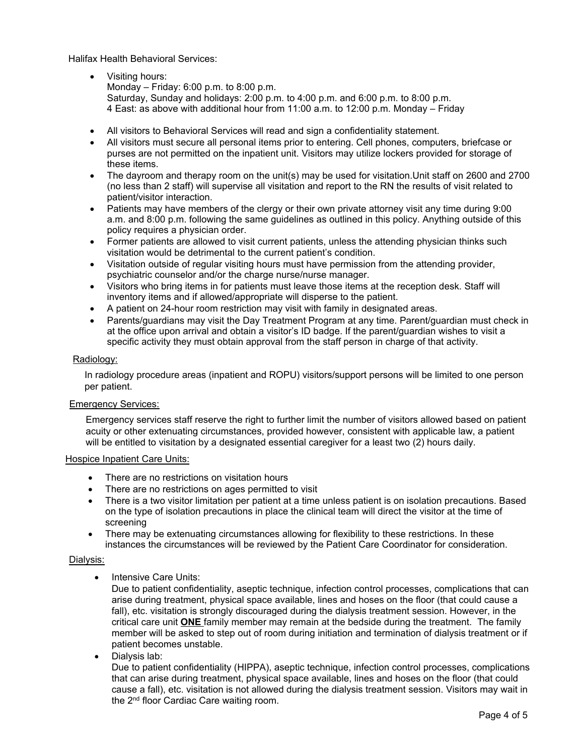Halifax Health Behavioral Services:

- Visiting hours:
  Monday – Friday: 6:00 p.m. to 8:00 p.m.
  Saturday, Sunday and holidays: 2:00 p.m. to 4:00 p.m. and 6:00 p.m. to 8:00 p.m.
  4 East: as above with additional hour from 11:00 a.m. to 12:00 p.m. Monday – Friday
- All visitors to Behavioral Services will read and sign a confidentiality statement.
- All visitors must secure all personal items prior to entering. Cell phones, computers, briefcase or purses are not permitted on the inpatient unit. Visitors may utilize lockers provided for storage of these items.
- The dayroom and therapy room on the unit(s) may be used for visitation.Unit staff on 2600 and 2700 (no less than 2 staff) will supervise all visitation and report to the RN the results of visit related to patient/visitor interaction.
- Patients may have members of the clergy or their own private attorney visit any time during 9:00 a.m. and 8:00 p.m. following the same guidelines as outlined in this policy. Anything outside of this policy requires a physician order.
- Former patients are allowed to visit current patients, unless the attending physician thinks such visitation would be detrimental to the current patient's condition.
- Visitation outside of regular visiting hours must have permission from the attending provider, psychiatric counselor and/or the charge nurse/nurse manager.
- Visitors who bring items in for patients must leave those items at the reception desk. Staff will inventory items and if allowed/appropriate will disperse to the patient.
- A patient on 24-hour room restriction may visit with family in designated areas.
- Parents/guardians may visit the Day Treatment Program at any time. Parent/guardian must check in at the office upon arrival and obtain a visitor's ID badge. If the parent/guardian wishes to visit a specific activity they must obtain approval from the staff person in charge of that activity.

Radiology:

In radiology procedure areas (inpatient and ROPU) visitors/support persons will be limited to one person per patient.

Emergency Services:

Emergency services staff reserve the right to further limit the number of visitors allowed based on patient acuity or other extenuating circumstances, provided however, consistent with applicable law, a patient will be entitled to visitation by a designated essential caregiver for a least two (2) hours daily.

Hospice Inpatient Care Units:

- There are no restrictions on visitation hours
- There are no restrictions on ages permitted to visit
- There is a two visitor limitation per patient at a time unless patient is on isolation precautions. Based on the type of isolation precautions in place the clinical team will direct the visitor at the time of screening
- There may be extenuating circumstances allowing for flexibility to these restrictions. In these instances the circumstances will be reviewed by the Patient Care Coordinator for consideration.

Dialysis:

- Intensive Care Units:
  Due to patient confidentiality, aseptic technique, infection control processes, complications that can arise during treatment, physical space available, lines and hoses on the floor (that could cause a fall), etc. visitation is strongly discouraged during the dialysis treatment session. However, in the critical care unit **ONE** family member may remain at the bedside during the treatment. The family member will be asked to step out of room during initiation and termination of dialysis treatment or if patient becomes unstable.
- Dialysis lab:
  Due to patient confidentiality (HIPPA), aseptic technique, infection control processes, complications that can arise during treatment, physical space available, lines and hoses on the floor (that could cause a fall), etc. visitation is not allowed during the dialysis treatment session. Visitors may wait in the 2nd floor Cardiac Care waiting room.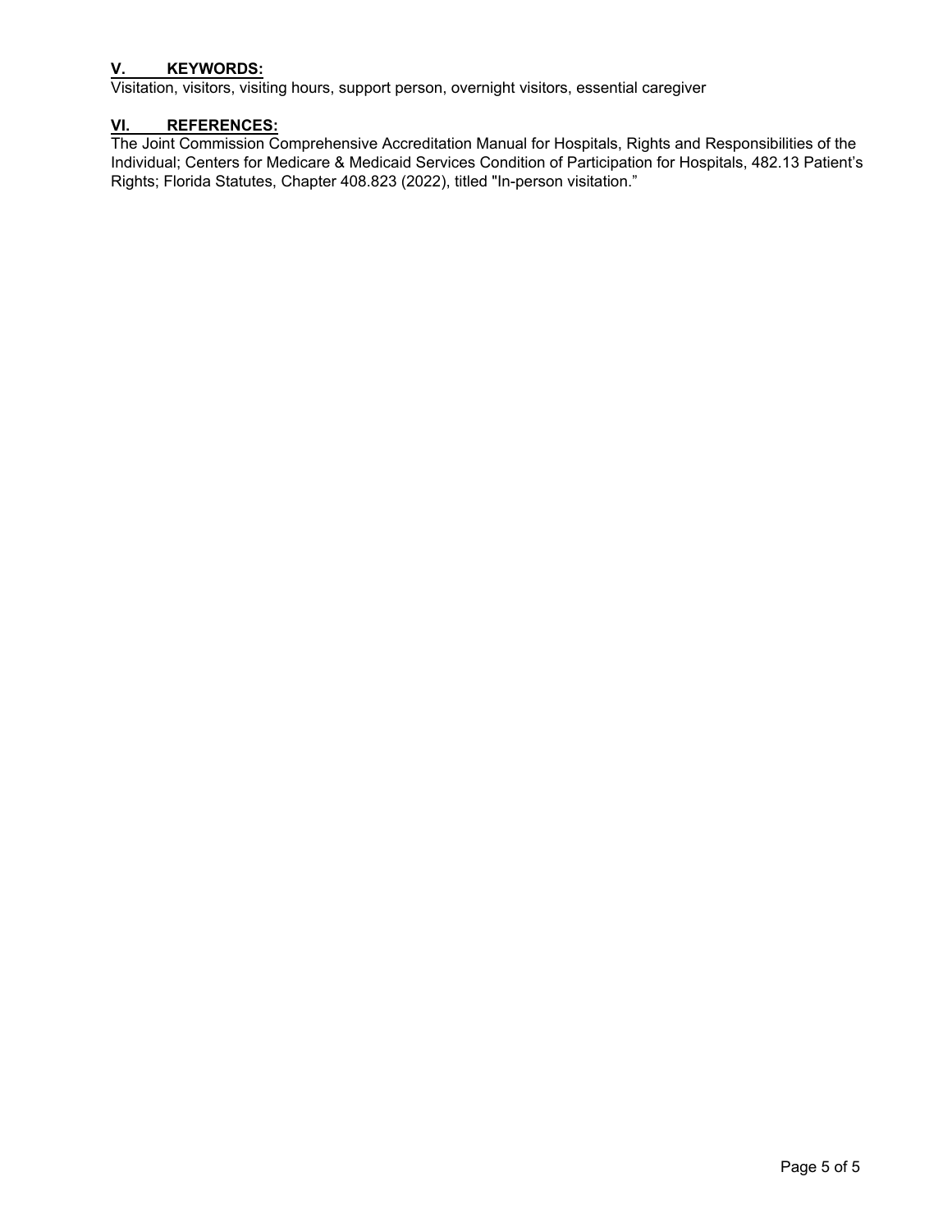## V. KEYWORDS:

Visitation, visitors, visiting hours, support person, overnight visitors, essential caregiver

## VI. REFERENCES:

The Joint Commission Comprehensive Accreditation Manual for Hospitals, Rights and Responsibilities of the Individual; Centers for Medicare & Medicaid Services Condition of Participation for Hospitals, 482.13 Patient's Rights; Florida Statutes, Chapter 408.823 (2022), titled "In-person visitation."